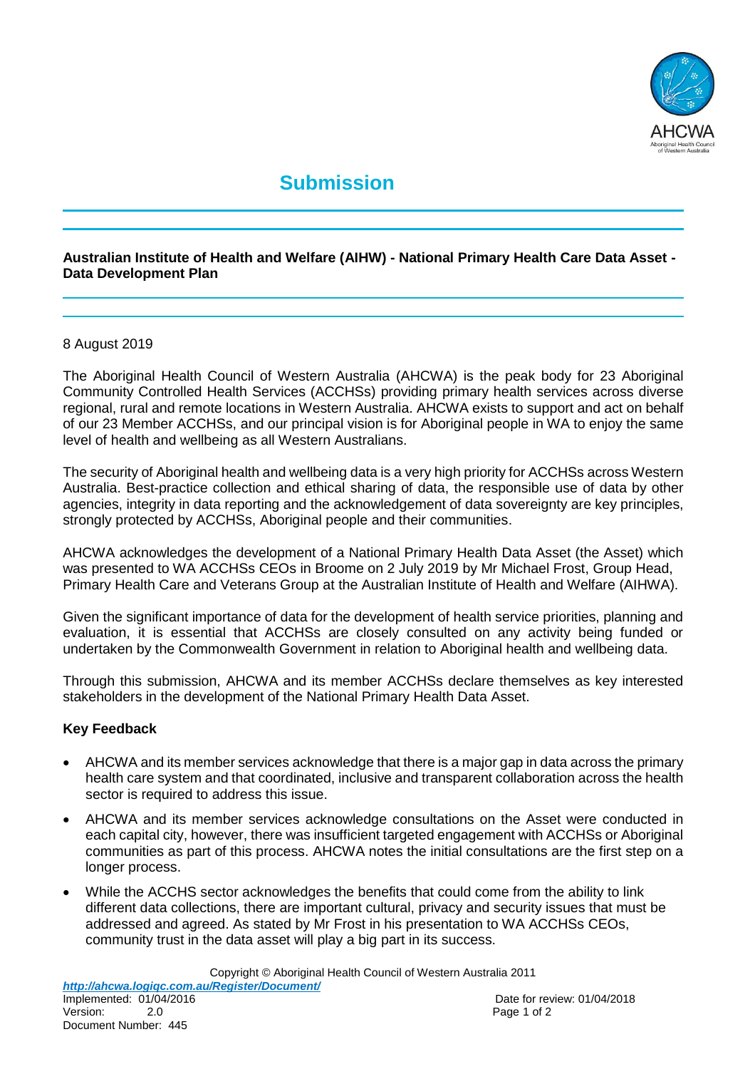# Submission

**Australian Institute of Health and Welfare (AIHW) - National Primary Health Care Data Asset - Data Development Plan**

8 August 2019

The Aboriginal Health Council of Western Australia (AHCWA) is the peak body for 23 Aboriginal Community Controlled Health Services (ACCHSs) providing primary health services across diverse regional, rural and remote locations in Western Australia. AHCWA exists to support and act on behalf of our 23 Member ACCHSs, and our principal vision is for Aboriginal people in WA to enjoy the same level of health and wellbeing as all Western Australians.

The security of Aboriginal health and wellbeing data is a very high priority for ACCHSs across Western Australia. Best-practice collection and ethical sharing of data, the responsible use of data by other agencies, integrity in data reporting and the acknowledgement of data sovereignty are key principles, strongly protected by ACCHSs, Aboriginal people and their communities.

AHCWA acknowledges the development of a National Primary Health Data Asset (the Asset) which was presented to WA ACCHSs CEOs in Broome on 2 July 2019 by Mr Michael Frost, Group Head, Primary Health Care and Veterans Group at the Australian Institute of Health and Welfare (AIHWA).

Given the significant importance of data for the development of health service priorities, planning and evaluation, it is essential that ACCHSs are closely consulted on any activity being funded or undertaken by the Commonwealth Government in relation to Aboriginal health and wellbeing data.

Through this submission, AHCWA and its member ACCHSs declare themselves as key interested stakeholders in the development of the National Primary Health Data Asset.

### Key Feedback

- AHCWA and its member services acknowledge that there is a major gap in data across the primary health care system and that coordinated, inclusive and transparent collaboration across the health sector is required to address this issue.
- AHCWA and its member services acknowledge consultations on the Asset were conducted in each capital city, however, there was insufficient targeted engagement with ACCHSs or Aboriginal communities as part of this process. AHCWA notes the initial consultations are the first step on a longer process.
- While the ACCHS sector acknowledges the benefits that could come from the ability to link different data collections, there are important cultural, privacy and security issues that must be addressed and agreed. As stated by Mr Frost in his presentation to WA ACCHSs CEOs, community trust in the data asset will play a big part in its success.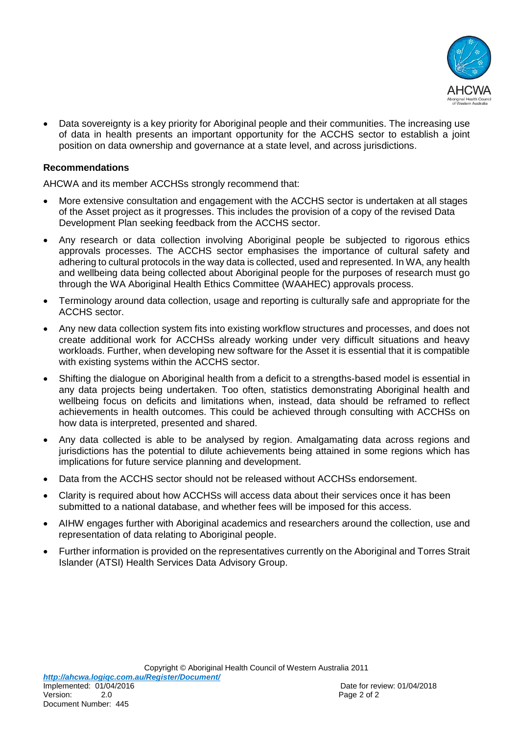- Data sovereignty is a key priority for Aboriginal people and their communities. The increasing use of data in health presents an important opportunity for the ACCHS sector to establish a joint position on data ownership and governance at a state level, and across jurisdictions.

**Recommendations**

AHCWA and its member ACCHSs strongly recommend that:

- More extensive consultation and engagement with the ACCHS sector is undertaken at all stages of the Asset project as it progresses. This includes the provision of a copy of the revised Data Development Plan seeking feedback from the ACCHS sector.
- Any research or data collection involving Aboriginal people be subjected to rigorous ethics approvals processes. The ACCHS sector emphasises the importance of cultural safety and adhering to cultural protocols in the way data is collected, used and represented. In WA, any health and wellbeing data being collected about Aboriginal people for the purposes of research must go through the WA Aboriginal Health Ethics Committee (WAAHEC) approvals process.
- Terminology around data collection, usage and reporting is culturally safe and appropriate for the ACCHS sector.
- Any new data collection system fits into existing workflow structures and processes, and does not create additional work for ACCHSs already working under very difficult situations and heavy workloads. Further, when developing new software for the Asset it is essential that it is compatible with existing systems within the ACCHS sector.
- Shifting the dialogue on Aboriginal health from a deficit to a strengths-based model is essential in any data projects being undertaken. Too often, statistics demonstrating Aboriginal health and wellbeing focus on deficits and limitations when, instead, data should be reframed to reflect achievements in health outcomes. This could be achieved through consulting with ACCHSs on how data is interpreted, presented and shared.
- Any data collected is able to be analysed by region. Amalgamating data across regions and jurisdictions has the potential to dilute achievements being attained in some regions which has implications for future service planning and development.
- Data from the ACCHS sector should not be released without ACCHSs endorsement.
- Clarity is required about how ACCHSs will access data about their services once it has been submitted to a national database, and whether fees will be imposed for this access.
- AIHW engages further with Aboriginal academics and researchers around the collection, use and representation of data relating to Aboriginal people.
- Further information is provided on the representatives currently on the Aboriginal and Torres Strait Islander (ATSI) Health Services Data Advisory Group.